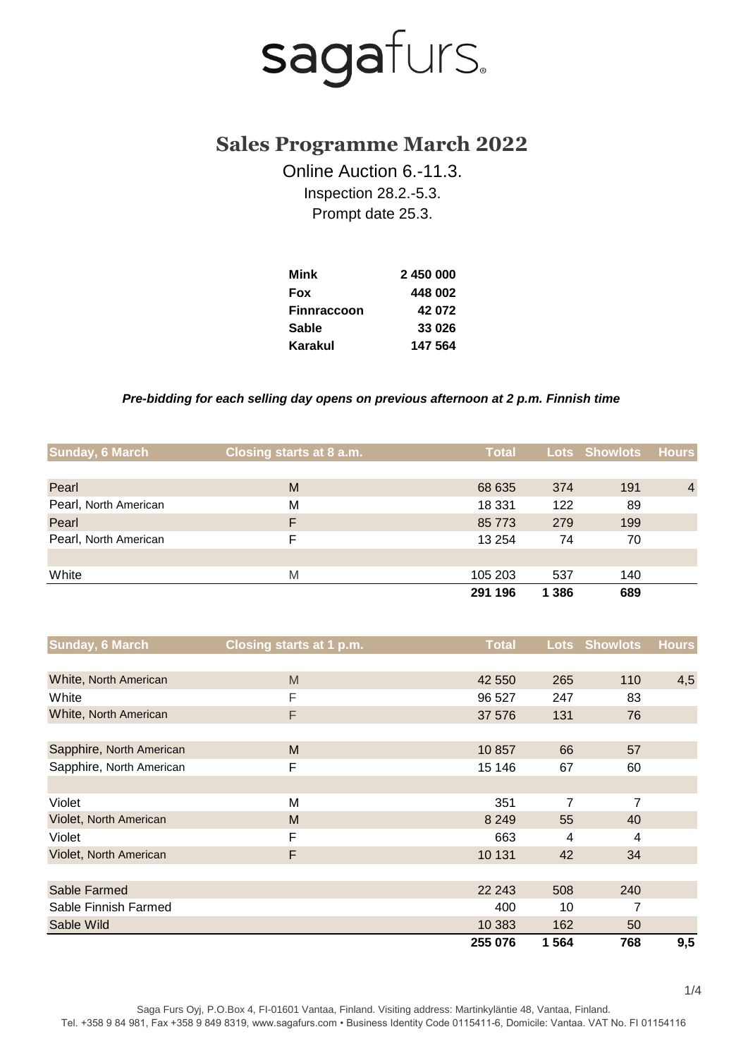# sagafurs

## Sales Programme March 2022

Online Auction 6.-11.3.

Inspection 28.2.-5.3.

Prompt date 25.3.

| | |
|---|---|
| **Mink** | **2 450 000** |
| **Fox** | **448 002** |
| **Finnraccoon** | **42 072** |
| **Sable** | **33 026** |
| **Karakul** | **147 564** |

***Pre-bidding for each selling day opens on previous afternoon at 2 p.m. Finnish time***

| Sunday, 6 March | Closing starts at 8 a.m. | Total | Lots | Showlots | Hours |
|---|---|---|---|---|---|
| Pearl | M | 68 635 | 374 | 191 | 4 |
| Pearl, North American | M | 18 331 | 122 | 89 | |
| Pearl | F | 85 773 | 279 | 199 | |
| Pearl, North American | F | 13 254 | 74 | 70 | |
| | | | | | |
| White | M | 105 203 | 537 | 140 | |
| | | **291 196** | **1 386** | **689** | |

| Sunday, 6 March | Closing starts at 1 p.m. | Total | Lots | Showlots | Hours |
|---|---|---|---|---|---|
| White, North American | M | 42 550 | 265 | 110 | 4,5 |
| White | F | 96 527 | 247 | 83 | |
| White, North American | F | 37 576 | 131 | 76 | |
| | | | | | |
| Sapphire, North American | M | 10 857 | 66 | 57 | |
| Sapphire, North American | F | 15 146 | 67 | 60 | |
| | | | | | |
| Violet | M | 351 | 7 | 7 | |
| Violet, North American | M | 8 249 | 55 | 40 | |
| Violet | F | 663 | 4 | 4 | |
| Violet, North American | F | 10 131 | 42 | 34 | |
| | | | | | |
| Sable Farmed | | 22 243 | 508 | 240 | |
| Sable Finnish Farmed | | 400 | 10 | 7 | |
| Sable Wild | | 10 383 | 162 | 50 | |
| | | **255 076** | **1 564** | **768** | **9,5** |

Saga Furs Oyj, P.O.Box 4, FI-01601 Vantaa, Finland. Visiting address: Martinkyläntie 48, Vantaa, Finland.
Tel. +358 9 84 981, Fax +358 9 849 8319, www.sagafurs.com • Business Identity Code 0115411-6, Domicile: Vantaa. VAT No. FI 01154116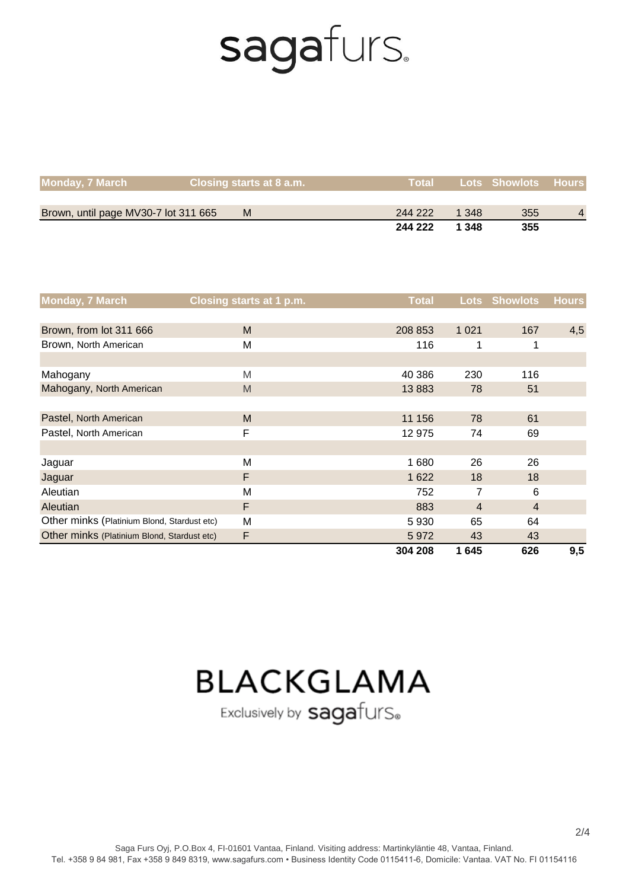sagafurs.

| Monday, 7 March | Closing starts at 8 a.m. | Total | Lots | Showlots | Hours |
|---|---|---|---|---|---|
| Brown, until page MV30-7 lot 311 665 | M | 244 222 | 1 348 | 355 | 4 |
| | | **244 222** | **1 348** | **355** | |

| Monday, 7 March | Closing starts at 1 p.m. | Total | Lots | Showlots | Hours |
|---|---|---|---|---|---|
| Brown, from lot 311 666 | M | 208 853 | 1 021 | 167 | 4,5 |
| Brown, North American | M | 116 | 1 | 1 | |
| | | | | | |
| Mahogany | M | 40 386 | 230 | 116 | |
| Mahogany, North American | M | 13 883 | 78 | 51 | |
| | | | | | |
| Pastel, North American | M | 11 156 | 78 | 61 | |
| Pastel, North American | F | 12 975 | 74 | 69 | |
| | | | | | |
| Jaguar | M | 1 680 | 26 | 26 | |
| Jaguar | F | 1 622 | 18 | 18 | |
| Aleutian | M | 752 | 7 | 6 | |
| Aleutian | F | 883 | 4 | 4 | |
| Other minks (Platinium Blond, Stardust etc) | M | 5 930 | 65 | 64 | |
| Other minks (Platinium Blond, Stardust etc) | F | 5 972 | 43 | 43 | |
| | | **304 208** | **1 645** | **626** | **9,5** |

BLACKGLAMA

Exclusively by sagafurs.

Saga Furs Oyj, P.O.Box 4, FI-01601 Vantaa, Finland. Visiting address: Martinkyläntie 48, Vantaa, Finland.
Tel. +358 9 84 981, Fax +358 9 849 8319, www.sagafurs.com • Business Identity Code 0115411-6, Domicile: Vantaa. VAT No. FI 01154116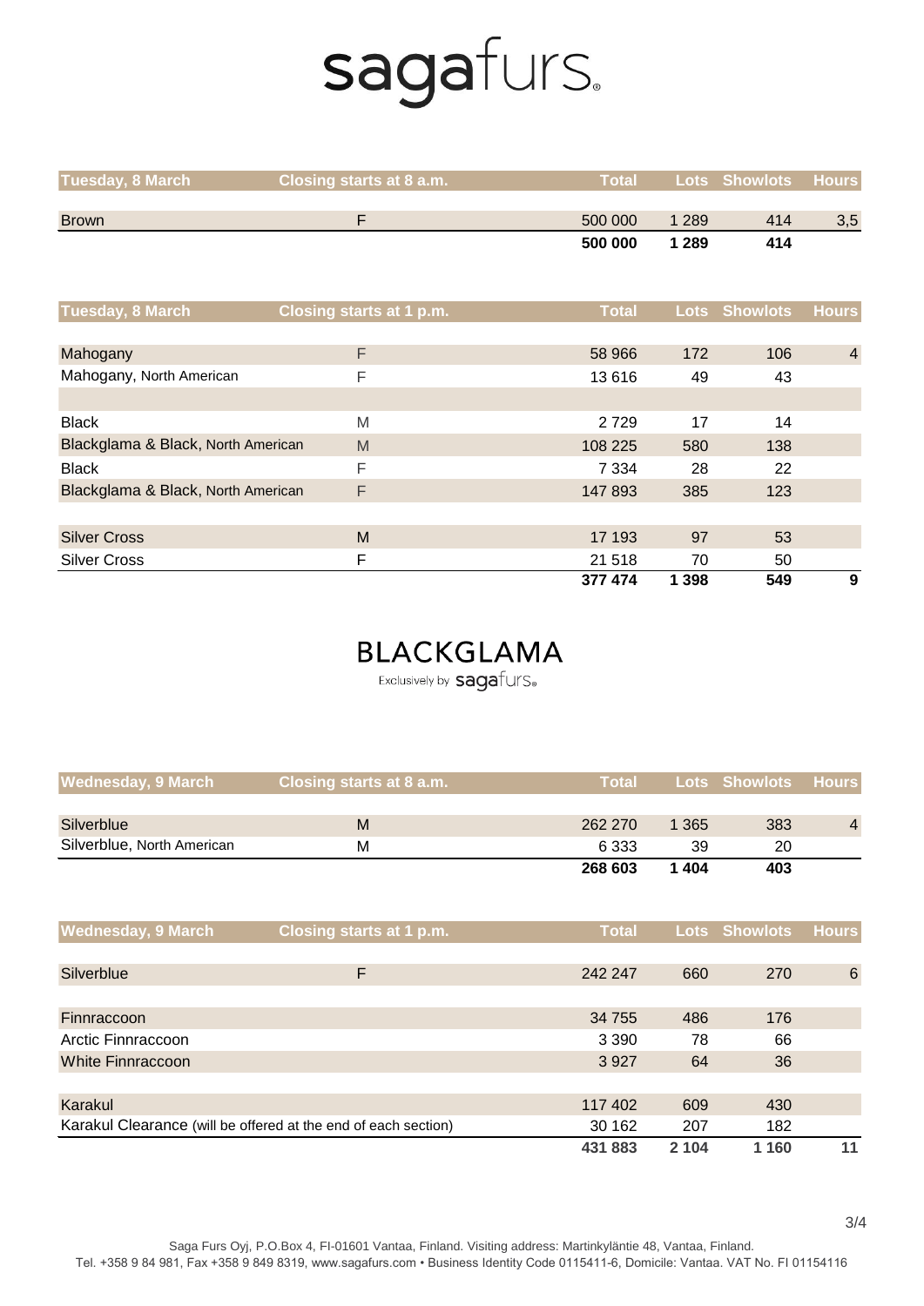# sagafurs

| Tuesday, 8 March | Closing starts at 8 a.m. | Total | Lots | Showlots | Hours |
|---|---|---|---|---|---|
| Brown | F | 500 000 | 1 289 | 414 | 3,5 |
| | | **500 000** | **1 289** | **414** | |

| Tuesday, 8 March | Closing starts at 1 p.m. | Total | Lots | Showlots | Hours |
|---|---|---|---|---|---|
| Mahogany | F | 58 966 | 172 | 106 | 4 |
| Mahogany, North American | F | 13 616 | 49 | 43 | |
| Black | M | 2 729 | 17 | 14 | |
| Blackglama & Black, North American | M | 108 225 | 580 | 138 | |
| Black | F | 7 334 | 28 | 22 | |
| Blackglama & Black, North American | F | 147 893 | 385 | 123 | |
| Silver Cross | M | 17 193 | 97 | 53 | |
| Silver Cross | F | 21 518 | 70 | 50 | |
| | | **377 474** | **1 398** | **549** | **9** |

BLACKGLAMA

Exclusively by sagafurs

| Wednesday, 9 March | Closing starts at 8 a.m. | Total | Lots | Showlots | Hours |
|---|---|---|---|---|---|
| Silverblue | M | 262 270 | 1 365 | 383 | 4 |
| Silverblue, North American | M | 6 333 | 39 | 20 | |
| | | **268 603** | **1 404** | **403** | |

| Wednesday, 9 March | Closing starts at 1 p.m. | Total | Lots | Showlots | Hours |
|---|---|---|---|---|---|
| Silverblue | F | 242 247 | 660 | 270 | 6 |
| Finnraccoon | | 34 755 | 486 | 176 | |
| Arctic Finnraccoon | | 3 390 | 78 | 66 | |
| White Finnraccoon | | 3 927 | 64 | 36 | |
| Karakul | | 117 402 | 609 | 430 | |
| Karakul Clearance (will be offered at the end of each section) | | 30 162 | 207 | 182 | |
| | | **431 883** | **2 104** | **1 160** | **11** |

Saga Furs Oyj, P.O.Box 4, FI-01601 Vantaa, Finland. Visiting address: Martinkyläntie 48, Vantaa, Finland.
Tel. +358 9 84 981, Fax +358 9 849 8319, www.sagafurs.com • Business Identity Code 0115411-6, Domicile: Vantaa. VAT No. FI 01154116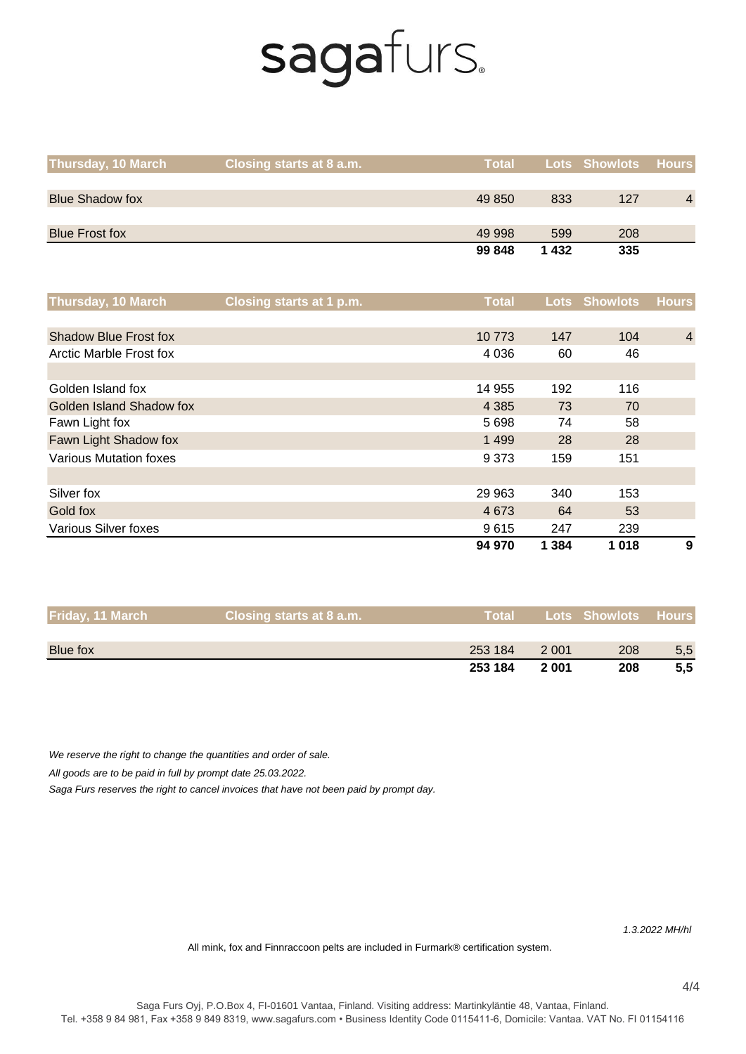# sagafurs.

| Thursday, 10 March | Closing starts at 8 a.m. | Total | Lots | Showlots | Hours |
|---|---|---|---|---|---|
| Blue Shadow fox | | 49 850 | 833 | 127 | 4 |
| Blue Frost fox | | 49 998 | 599 | 208 | |
| | | **99 848** | **1 432** | **335** | |

| Thursday, 10 March | Closing starts at 1 p.m. | Total | Lots | Showlots | Hours |
|---|---|---|---|---|---|
| Shadow Blue Frost fox | | 10 773 | 147 | 104 | 4 |
| Arctic Marble Frost fox | | 4 036 | 60 | 46 | |
| Golden Island fox | | 14 955 | 192 | 116 | |
| Golden Island Shadow fox | | 4 385 | 73 | 70 | |
| Fawn Light fox | | 5 698 | 74 | 58 | |
| Fawn Light Shadow fox | | 1 499 | 28 | 28 | |
| Various Mutation foxes | | 9 373 | 159 | 151 | |
| Silver fox | | 29 963 | 340 | 153 | |
| Gold fox | | 4 673 | 64 | 53 | |
| Various Silver foxes | | 9 615 | 247 | 239 | |
| | | **94 970** | **1 384** | **1 018** | **9** |

| Friday, 11 March | Closing starts at 8 a.m. | Total | Lots | Showlots | Hours |
|---|---|---|---|---|---|
| Blue fox | | 253 184 | 2 001 | 208 | 5,5 |
| | | **253 184** | **2 001** | **208** | **5,5** |

*We reserve the right to change the quantities and order of sale.*

*All goods are to be paid in full by prompt date 25.03.2022.*

*Saga Furs reserves the right to cancel invoices that have not been paid by prompt day.*

*1.3.2022 MH/hl*

All mink, fox and Finnraccoon pelts are included in Furmark® certification system.

Saga Furs Oyj, P.O.Box 4, FI-01601 Vantaa, Finland. Visiting address: Martinkyläntie 48, Vantaa, Finland.
Tel. +358 9 84 981, Fax +358 9 849 8319, www.sagafurs.com • Business Identity Code 0115411-6, Domicile: Vantaa. VAT No. FI 01154116